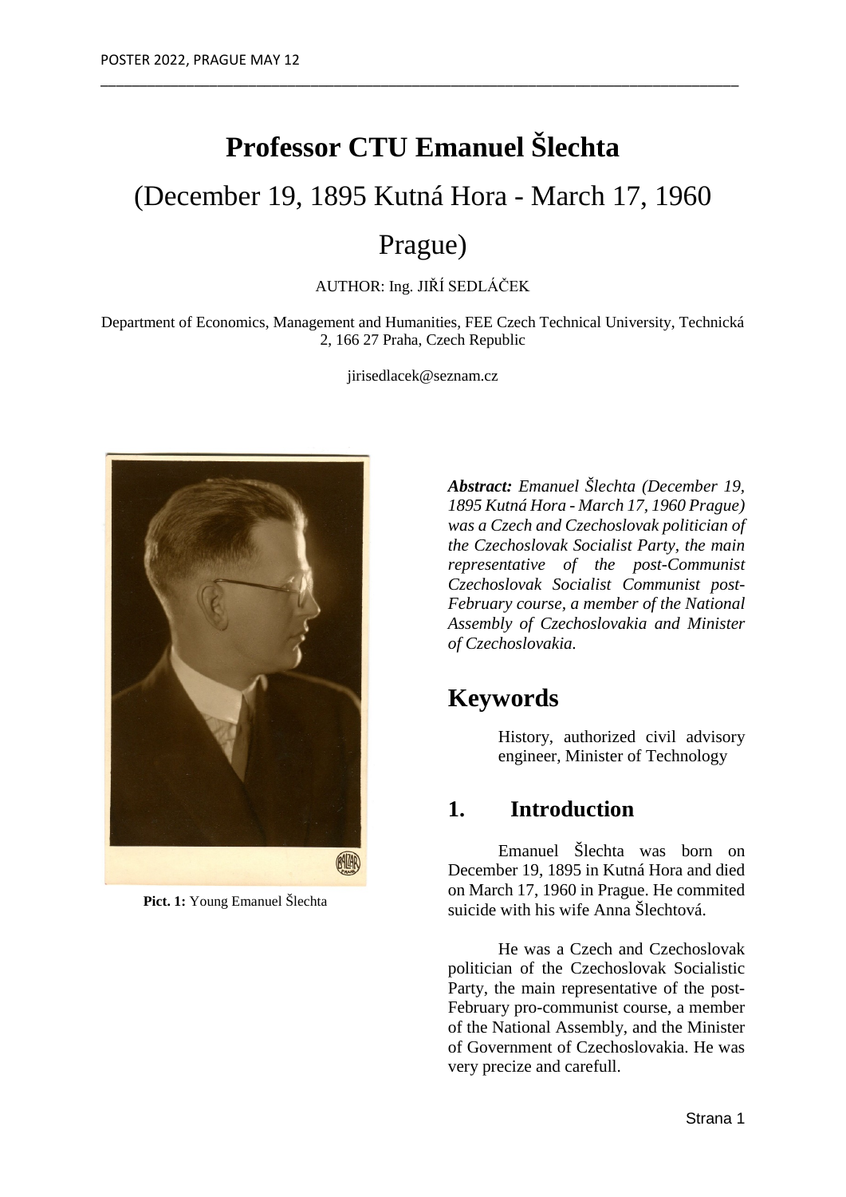# Professor CTU Emanuel Šlechta

(December 19, 1895 Kutná Hora - March 17, 1960 Prague)

AUTHOR: Ing. JIŘÍ SEDLÁČEK

Department of Economics, Management and Humanities, FEE Czech Technical University, Technická 2, 166 27 Praha, Czech Republic

jirisedlacek@seznam.cz

**Pict. 1:** Young Emanuel Šlechta

***Abstract:*** *Emanuel Šlechta (December 19, 1895 Kutná Hora - March 17, 1960 Prague) was a Czech and Czechoslovak politician of the Czechoslovak Socialist Party, the main representative of the post-Communist Czechoslovak Socialist Communist post-February course, a member of the National Assembly of Czechoslovakia and Minister of Czechoslovakia.*

## Keywords

History, authorized civil advisory engineer, Minister of Technology

## 1. Introduction

Emanuel Šlechta was born on December 19, 1895 in Kutná Hora and died on March 17, 1960 in Prague. He commited suicide with his wife Anna Šlechtová.

He was a Czech and Czechoslovak politician of the Czechoslovak Socialistic Party, the main representative of the post-February pro-communist course, a member of the National Assembly, and the Minister of Government of Czechoslovakia. He was very precize and carefull.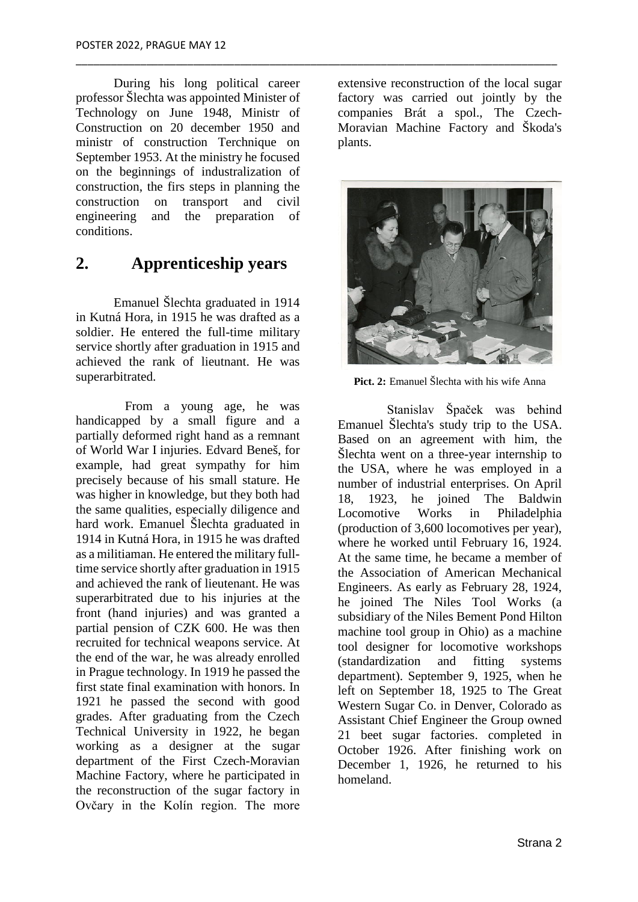During his long political career professor Šlechta was appointed Minister of Technology on June 1948, Ministr of Construction on 20 december 1950 and ministr of construction Terchnique on September 1953. At the ministry he focused on the beginnings of industralization of construction, the firs steps in planning the construction on transport and civil engineering and the preparation of conditions.

## 2. Apprenticeship years

Emanuel Šlechta graduated in 1914 in Kutná Hora, in 1915 he was drafted as a soldier. He entered the full-time military service shortly after graduation in 1915 and achieved the rank of lieutnant. He was superarbitrated.

From a young age, he was handicapped by a small figure and a partially deformed right hand as a remnant of World War I injuries. Edvard Beneš, for example, had great sympathy for him precisely because of his small stature. He was higher in knowledge, but they both had the same qualities, especially diligence and hard work. Emanuel Šlechta graduated in 1914 in Kutná Hora, in 1915 he was drafted as a militiaman. He entered the military full-time service shortly after graduation in 1915 and achieved the rank of lieutenant. He was superarbitrated due to his injuries at the front (hand injuries) and was granted a partial pension of CZK 600. He was then recruited for technical weapons service. At the end of the war, he was already enrolled in Prague technology. In 1919 he passed the first state final examination with honors. In 1921 he passed the second with good grades. After graduating from the Czech Technical University in 1922, he began working as a designer at the sugar department of the First Czech-Moravian Machine Factory, where he participated in the reconstruction of the sugar factory in Ovčary in the Kolín region. The more extensive reconstruction of the local sugar factory was carried out jointly by the companies Brát a spol., The Czech-Moravian Machine Factory and Škoda's plants.

**Pict. 2:** Emanuel Šlechta with his wife Anna

Stanislav Špaček was behind Emanuel Šlechta's study trip to the USA. Based on an agreement with him, the Šlechta went on a three-year internship to the USA, where he was employed in a number of industrial enterprises. On April 18, 1923, he joined The Baldwin Locomotive Works in Philadelphia (production of 3,600 locomotives per year), where he worked until February 16, 1924. At the same time, he became a member of the Association of American Mechanical Engineers. As early as February 28, 1924, he joined The Niles Tool Works (a subsidiary of the Niles Bement Pond Hilton machine tool group in Ohio) as a machine tool designer for locomotive workshops (standardization and fitting systems department). September 9, 1925, when he left on September 18, 1925 to The Great Western Sugar Co. in Denver, Colorado as Assistant Chief Engineer the Group owned 21 beet sugar factories. completed in October 1926. After finishing work on December 1, 1926, he returned to his homeland.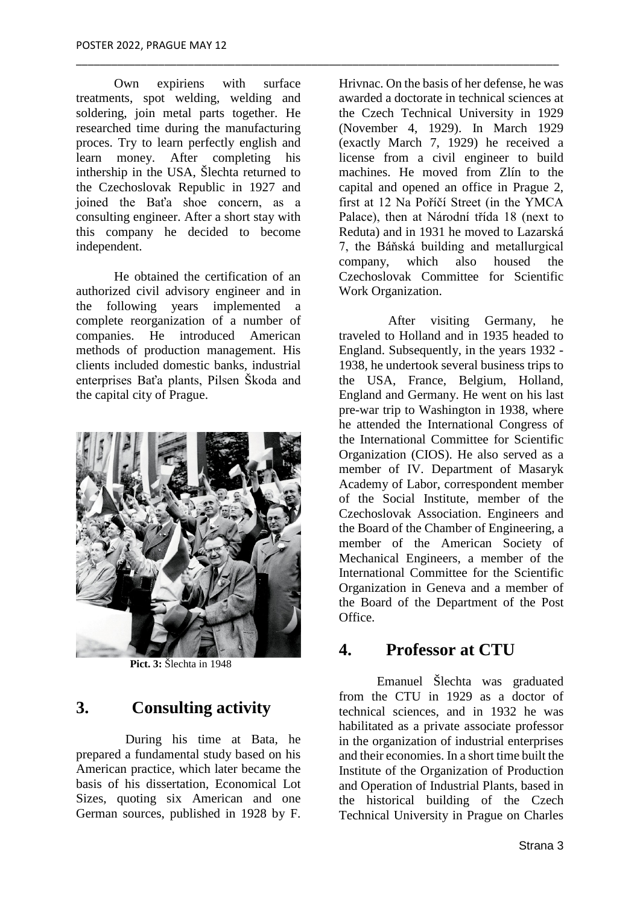Own expiriens with surface treatments, spot welding, welding and soldering, join metal parts together. He researched time during the manufacturing proces. Try to learn perfectly english and learn money. After completing his inthership in the USA, Šlechta returned to the Czechoslovak Republic in 1927 and joined the Baťa shoe concern, as a consulting engineer. After a short stay with this company he decided to become independent.

He obtained the certification of an authorized civil advisory engineer and in the following years implemented a complete reorganization of a number of companies. He introduced American methods of production management. His clients included domestic banks, industrial enterprises Baťa plants, Pilsen Škoda and the capital city of Prague.

**Pict. 3:** Šlechta in 1948

## 3. Consulting activity

During his time at Bata, he prepared a fundamental study based on his American practice, which later became the basis of his dissertation, Economical Lot Sizes, quoting six American and one German sources, published in 1928 by F. Hrivnac. On the basis of her defense, he was awarded a doctorate in technical sciences at the Czech Technical University in 1929 (November 4, 1929). In March 1929 (exactly March 7, 1929) he received a license from a civil engineer to build machines. He moved from Zlín to the capital and opened an office in Prague 2, first at 12 Na Poříčí Street (in the YMCA Palace), then at Národní třída 18 (next to Reduta) and in 1931 he moved to Lazarská 7, the Báňská building and metallurgical company, which also housed the Czechoslovak Committee for Scientific Work Organization.

After visiting Germany, he traveled to Holland and in 1935 headed to England. Subsequently, in the years 1932 - 1938, he undertook several business trips to the USA, France, Belgium, Holland, England and Germany. He went on his last pre-war trip to Washington in 1938, where he attended the International Congress of the International Committee for Scientific Organization (CIOS). He also served as a member of IV. Department of Masaryk Academy of Labor, correspondent member of the Social Institute, member of the Czechoslovak Association. Engineers and the Board of the Chamber of Engineering, a member of the American Society of Mechanical Engineers, a member of the International Committee for the Scientific Organization in Geneva and a member of the Board of the Department of the Post Office.

## 4. Professor at CTU

Emanuel Šlechta was graduated from the CTU in 1929 as a doctor of technical sciences, and in 1932 he was habilitated as a private associate professor in the organization of industrial enterprises and their economies. In a short time built the Institute of the Organization of Production and Operation of Industrial Plants, based in the historical building of the Czech Technical University in Prague on Charles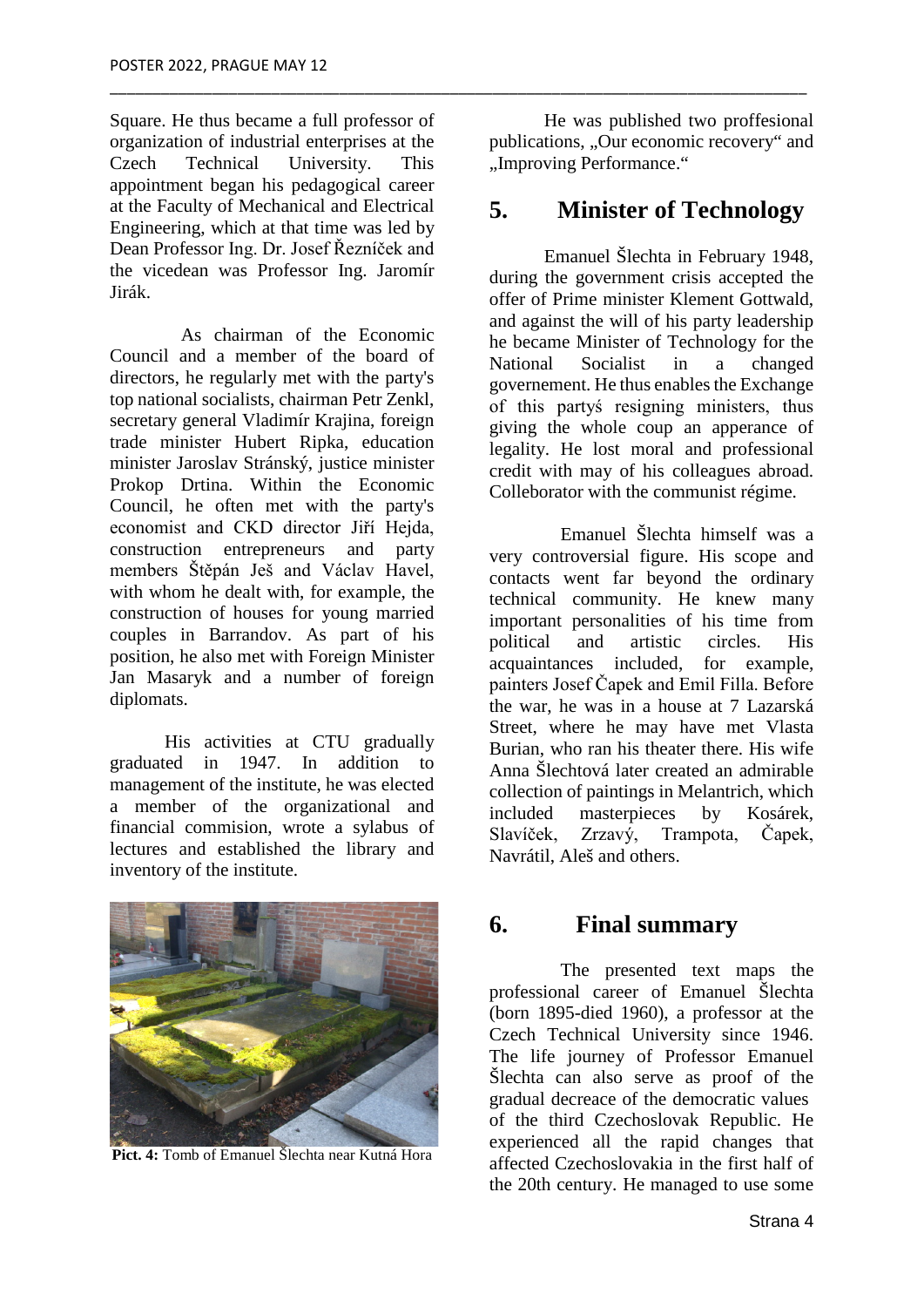Square. He thus became a full professor of organization of industrial enterprises at the Czech Technical University. This appointment began his pedagogical career at the Faculty of Mechanical and Electrical Engineering, which at that time was led by Dean Professor Ing. Dr. Josef Řezníček and the vicedean was Professor Ing. Jaromír Jirák.

As chairman of the Economic Council and a member of the board of directors, he regularly met with the party's top national socialists, chairman Petr Zenkl, secretary general Vladimír Krajina, foreign trade minister Hubert Ripka, education minister Jaroslav Stránský, justice minister Prokop Drtina. Within the Economic Council, he often met with the party's economist and CKD director Jiří Hejda, construction entrepreneurs and party members Štěpán Ješ and Václav Havel, with whom he dealt with, for example, the construction of houses for young married couples in Barrandov. As part of his position, he also met with Foreign Minister Jan Masaryk and a number of foreign diplomats.

His activities at CTU gradually graduated in 1947. In addition to management of the institute, he was elected a member of the organizational and financial commision, wrote a sylabus of lectures and established the library and inventory of the institute.

**Pict. 4:** Tomb of Emanuel Šlechta near Kutná Hora

He was published two proffesional publications, „Our economic recovery“ and „Improving Performance.“

## 5. Minister of Technology

Emanuel Šlechta in February 1948, during the government crisis accepted the offer of Prime minister Klement Gottwald, and against the will of his party leadership he became Minister of Technology for the National Socialist in a changed governement. He thus enables the Exchange of this partyś resigning ministers, thus giving the whole coup an apperance of legality. He lost moral and professional credit with may of his colleagues abroad. Colleborator with the communist régime.

Emanuel Šlechta himself was a very controversial figure. His scope and contacts went far beyond the ordinary technical community. He knew many important personalities of his time from political and artistic circles. His acquaintances included, for example, painters Josef Čapek and Emil Filla. Before the war, he was in a house at 7 Lazarská Street, where he may have met Vlasta Burian, who ran his theater there. His wife Anna Šlechtová later created an admirable collection of paintings in Melantrich, which included masterpieces by Kosárek, Slavíček, Zrzavý, Trampota, Čapek, Navrátil, Aleš and others.

## 6. Final summary

The presented text maps the professional career of Emanuel Šlechta (born 1895-died 1960), a professor at the Czech Technical University since 1946. The life journey of Professor Emanuel Šlechta can also serve as proof of the gradual decreace of the democratic values of the third Czechoslovak Republic. He experienced all the rapid changes that affected Czechoslovakia in the first half of the 20th century. He managed to use some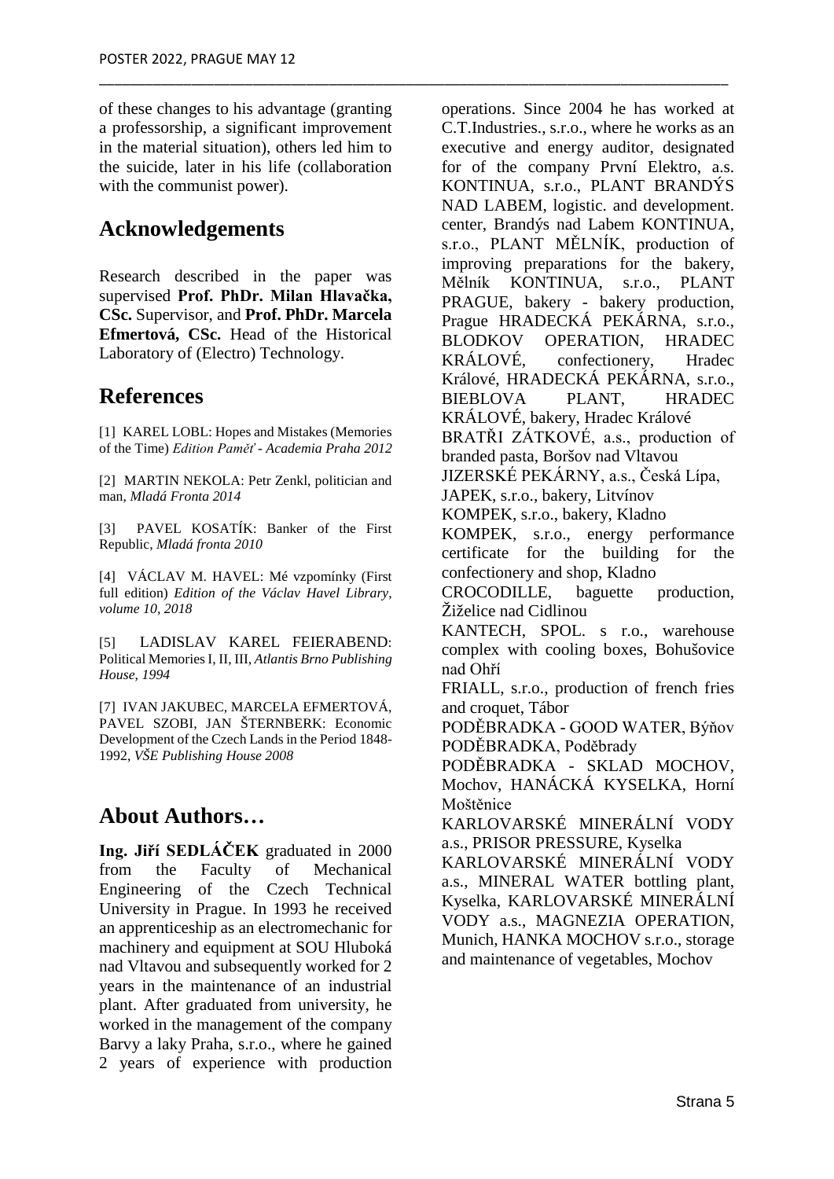of these changes to his advantage (granting a professorship, a significant improvement in the material situation), others led him to the suicide, later in his life (collaboration with the communist power).

## Acknowledgements

Research described in the paper was supervised **Prof. PhDr. Milan Hlavačka, CSc.** Supervisor, and **Prof. PhDr. Marcela Efmertová, CSc.** Head of the Historical Laboratory of (Electro) Technology.

## References

[1] KAREL LOBL: Hopes and Mistakes (Memories of the Time) *Edition Paměť - Academia Praha 2012*

[2] MARTIN NEKOLA: Petr Zenkl, politician and man, *Mladá Fronta 2014*

[3] PAVEL KOSATÍK: Banker of the First Republic, *Mladá fronta 2010*

[4] VÁCLAV M. HAVEL: Mé vzpomínky (First full edition) *Edition of the Václav Havel Library, volume 10, 2018*

[5] LADISLAV KAREL FEIERABEND: Political Memories I, II, III, *Atlantis Brno Publishing House, 1994*

[7] IVAN JAKUBEC, MARCELA EFMERTOVÁ, PAVEL SZOBI, JAN ŠTERNBERK: Economic Development of the Czech Lands in the Period 1848-1992, *VŠE Publishing House 2008*

## About Authors…

**Ing. Jiří SEDLÁČEK** graduated in 2000 from the Faculty of Mechanical Engineering of the Czech Technical University in Prague. In 1993 he received an apprenticeship as an electromechanic for machinery and equipment at SOU Hluboká nad Vltavou and subsequently worked for 2 years in the maintenance of an industrial plant. After graduated from university, he worked in the management of the company Barvy a laky Praha, s.r.o., where he gained 2 years of experience with production operations. Since 2004 he has worked at C.T.Industries., s.r.o., where he works as an executive and energy auditor, designated for of the company První Elektro, a.s. KONTINUA, s.r.o., PLANT BRANDÝS NAD LABEM, logistic. and development. center, Brandýs nad Labem KONTINUA, s.r.o., PLANT MĚLNÍK, production of improving preparations for the bakery, Mělník KONTINUA, s.r.o., PLANT PRAGUE, bakery - bakery production, Prague HRADECKÁ PEKÁRNA, s.r.o., BLODKOV OPERATION, HRADEC KRÁLOVÉ, confectionery, Hradec Králové, HRADECKÁ PEKÁRNA, s.r.o., BIEBLOVA PLANT, HRADEC KRÁLOVÉ, bakery, Hradec Králové
BRATŘI ZÁTKOVÉ, a.s., production of branded pasta, Boršov nad Vltavou
JIZERSKÉ PEKÁRNY, a.s., Česká Lípa,
JAPEK, s.r.o., bakery, Litvínov
KOMPEK, s.r.o., bakery, Kladno
KOMPEK, s.r.o., energy performance certificate for the building for the confectionery and shop, Kladno
CROCODILLE, baguette production, Žiželice nad Cidlinou
KANTECH, SPOL. s r.o., warehouse complex with cooling boxes, Bohušovice nad Ohří
FRIALL, s.r.o., production of french fries and croquet, Tábor
PODĚBRADKA - GOOD WATER, Býňov PODĚBRADKA, Poděbrady
PODĚBRADKA - SKLAD MOCHOV, Mochov, HANÁCKÁ KYSELKA, Horní Moštěnice
KARLOVARSKÉ MINERÁLNÍ VODY a.s., PRISOR PRESSURE, Kyselka
KARLOVARSKÉ MINERÁLNÍ VODY a.s., MINERAL WATER bottling plant, Kyselka, KARLOVARSKÉ MINERÁLNÍ VODY a.s., MAGNEZIA OPERATION, Munich, HANKA MOCHOV s.r.o., storage and maintenance of vegetables, Mochov